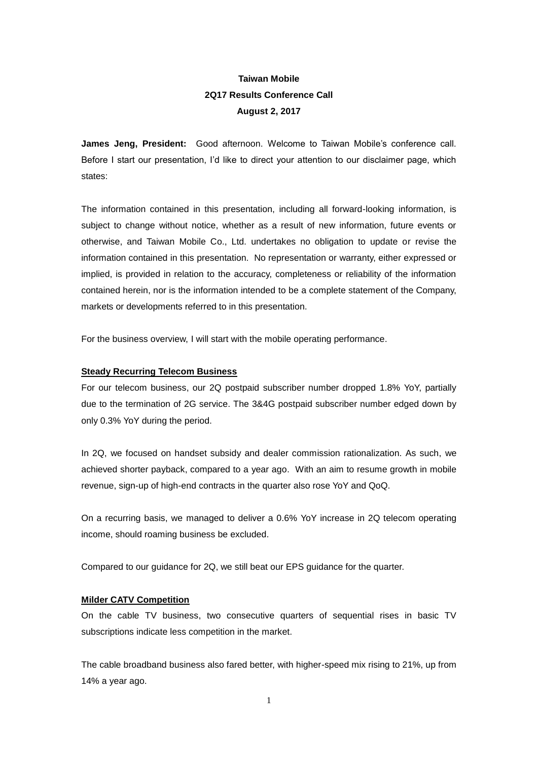**Taiwan Mobile**
**2Q17 Results Conference Call**
**August 2, 2017**

**James Jeng, President:** Good afternoon. Welcome to Taiwan Mobile's conference call. Before I start our presentation, I'd like to direct your attention to our disclaimer page, which states:

The information contained in this presentation, including all forward-looking information, is subject to change without notice, whether as a result of new information, future events or otherwise, and Taiwan Mobile Co., Ltd. undertakes no obligation to update or revise the information contained in this presentation. No representation or warranty, either expressed or implied, is provided in relation to the accuracy, completeness or reliability of the information contained herein, nor is the information intended to be a complete statement of the Company, markets or developments referred to in this presentation.

For the business overview, I will start with the mobile operating performance.

**Steady Recurring Telecom Business**

For our telecom business, our 2Q postpaid subscriber number dropped 1.8% YoY, partially due to the termination of 2G service. The 3&4G postpaid subscriber number edged down by only 0.3% YoY during the period.

In 2Q, we focused on handset subsidy and dealer commission rationalization. As such, we achieved shorter payback, compared to a year ago. With an aim to resume growth in mobile revenue, sign-up of high-end contracts in the quarter also rose YoY and QoQ.

On a recurring basis, we managed to deliver a 0.6% YoY increase in 2Q telecom operating income, should roaming business be excluded.

Compared to our guidance for 2Q, we still beat our EPS guidance for the quarter.

**Milder CATV Competition**

On the cable TV business, two consecutive quarters of sequential rises in basic TV subscriptions indicate less competition in the market.

The cable broadband business also fared better, with higher-speed mix rising to 21%, up from 14% a year ago.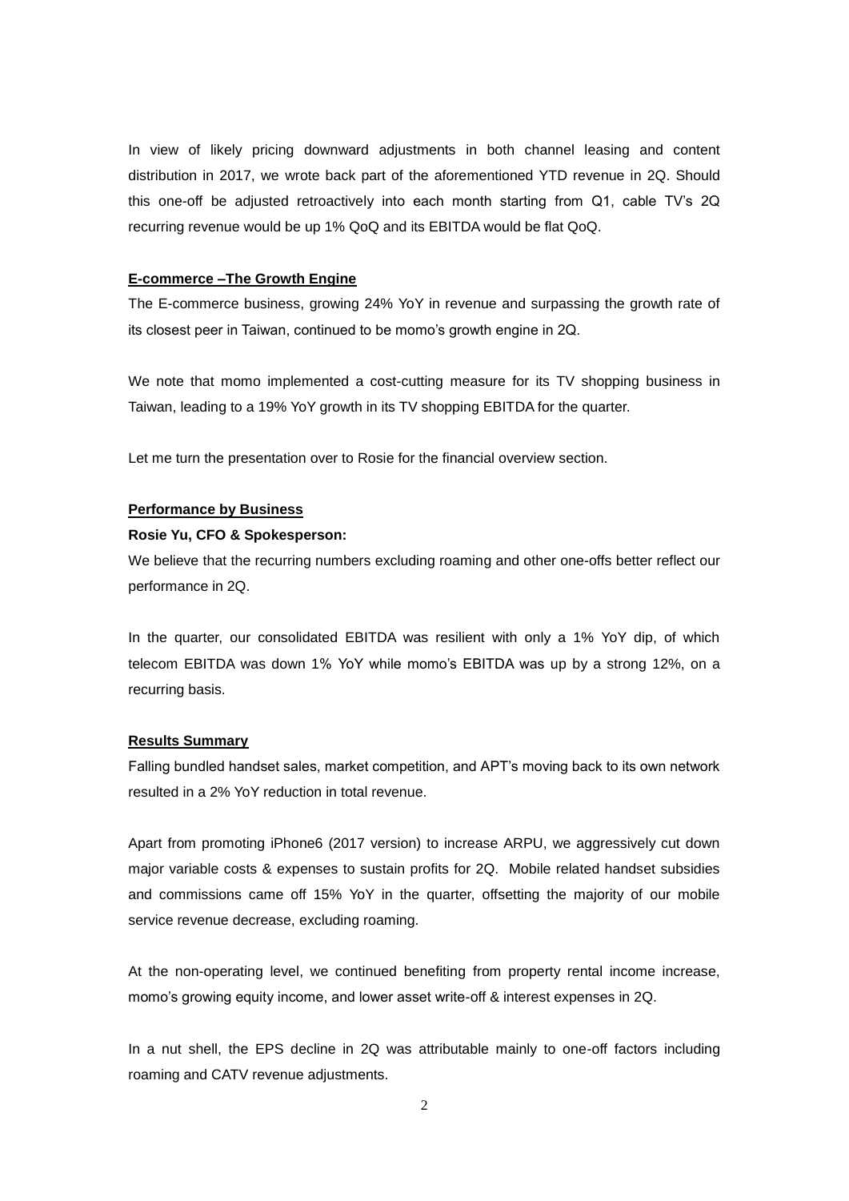In view of likely pricing downward adjustments in both channel leasing and content distribution in 2017, we wrote back part of the aforementioned YTD revenue in 2Q. Should this one-off be adjusted retroactively into each month starting from Q1, cable TV's 2Q recurring revenue would be up 1% QoQ and its EBITDA would be flat QoQ.

**E-commerce –The Growth Engine**

The E-commerce business, growing 24% YoY in revenue and surpassing the growth rate of its closest peer in Taiwan, continued to be momo's growth engine in 2Q.

We note that momo implemented a cost-cutting measure for its TV shopping business in Taiwan, leading to a 19% YoY growth in its TV shopping EBITDA for the quarter.

Let me turn the presentation over to Rosie for the financial overview section.

**Performance by Business**

**Rosie Yu, CFO & Spokesperson:**

We believe that the recurring numbers excluding roaming and other one-offs better reflect our performance in 2Q.

In the quarter, our consolidated EBITDA was resilient with only a 1% YoY dip, of which telecom EBITDA was down 1% YoY while momo's EBITDA was up by a strong 12%, on a recurring basis.

**Results Summary**

Falling bundled handset sales, market competition, and APT's moving back to its own network resulted in a 2% YoY reduction in total revenue.

Apart from promoting iPhone6 (2017 version) to increase ARPU, we aggressively cut down major variable costs & expenses to sustain profits for 2Q. Mobile related handset subsidies and commissions came off 15% YoY in the quarter, offsetting the majority of our mobile service revenue decrease, excluding roaming.

At the non-operating level, we continued benefiting from property rental income increase, momo's growing equity income, and lower asset write-off & interest expenses in 2Q.

In a nut shell, the EPS decline in 2Q was attributable mainly to one-off factors including roaming and CATV revenue adjustments.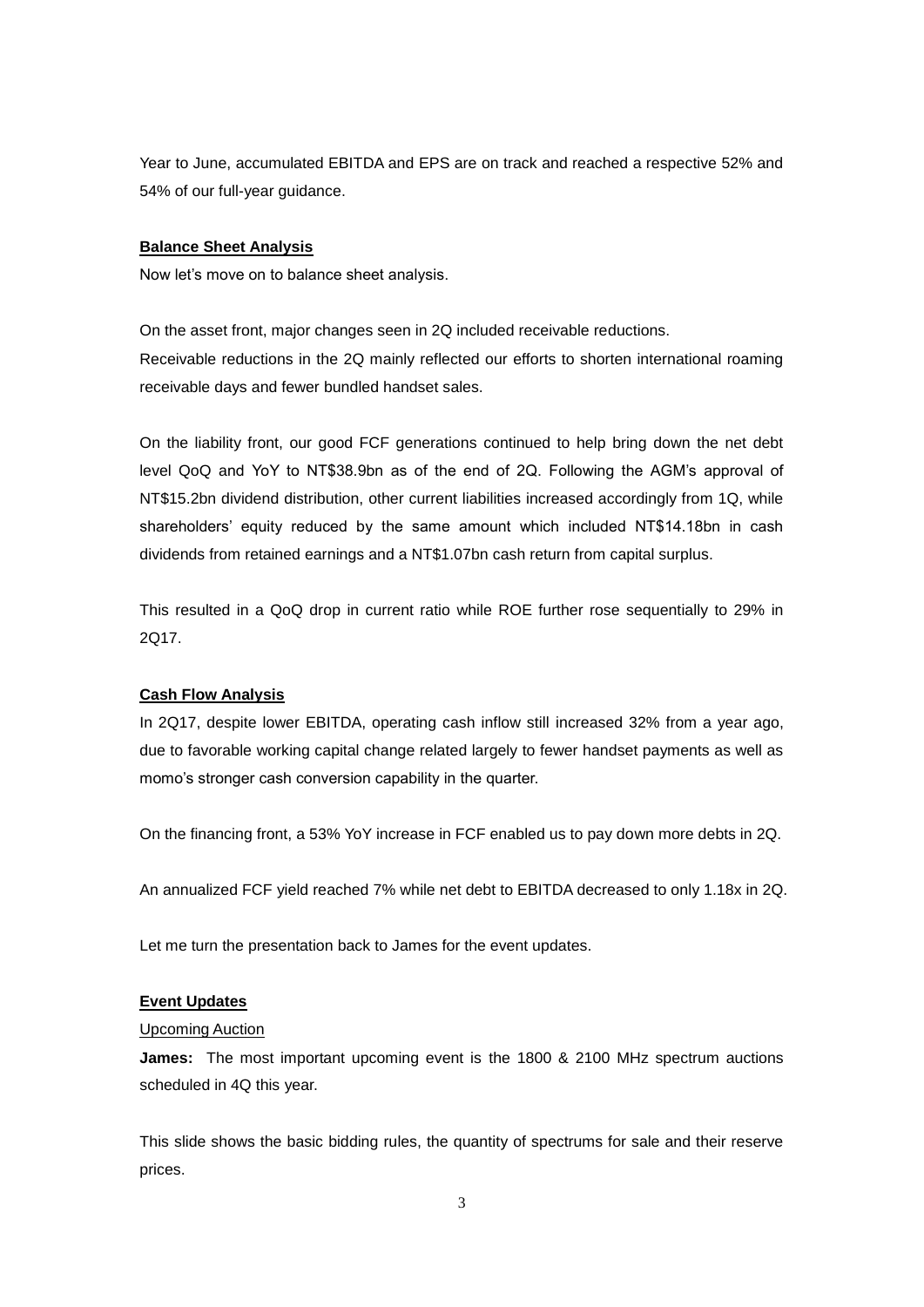Year to June, accumulated EBITDA and EPS are on track and reached a respective 52% and 54% of our full-year guidance.

**Balance Sheet Analysis**

Now let's move on to balance sheet analysis.

On the asset front, major changes seen in 2Q included receivable reductions.
Receivable reductions in the 2Q mainly reflected our efforts to shorten international roaming receivable days and fewer bundled handset sales.

On the liability front, our good FCF generations continued to help bring down the net debt level QoQ and YoY to NT$38.9bn as of the end of 2Q. Following the AGM's approval of NT$15.2bn dividend distribution, other current liabilities increased accordingly from 1Q, while shareholders' equity reduced by the same amount which included NT$14.18bn in cash dividends from retained earnings and a NT$1.07bn cash return from capital surplus.

This resulted in a QoQ drop in current ratio while ROE further rose sequentially to 29% in 2Q17.

**Cash Flow Analysis**

In 2Q17, despite lower EBITDA, operating cash inflow still increased 32% from a year ago, due to favorable working capital change related largely to fewer handset payments as well as momo's stronger cash conversion capability in the quarter.

On the financing front, a 53% YoY increase in FCF enabled us to pay down more debts in 2Q.

An annualized FCF yield reached 7% while net debt to EBITDA decreased to only 1.18x in 2Q.

Let me turn the presentation back to James for the event updates.

**Event Updates**

Upcoming Auction

**James:** The most important upcoming event is the 1800 & 2100 MHz spectrum auctions scheduled in 4Q this year.

This slide shows the basic bidding rules, the quantity of spectrums for sale and their reserve prices.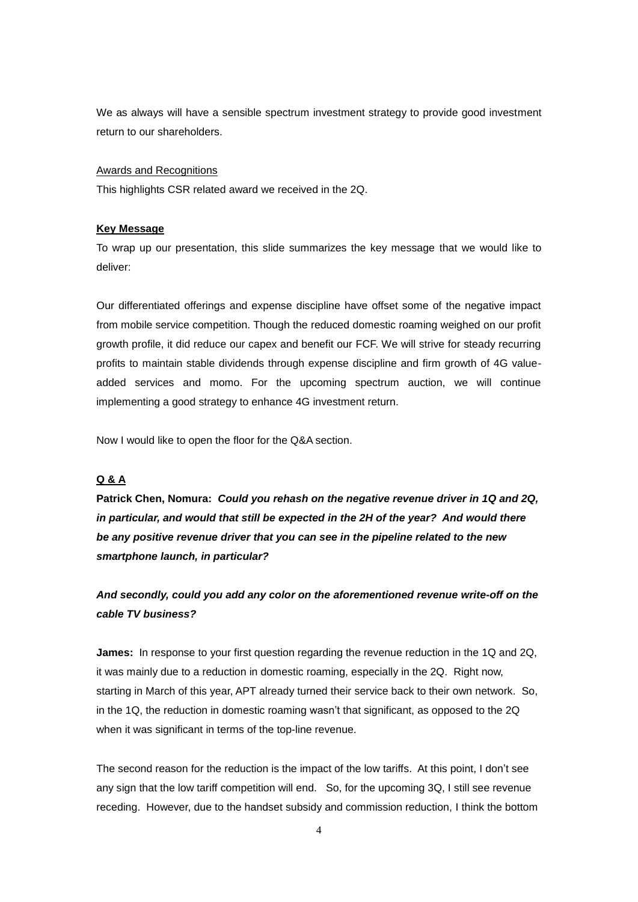We as always will have a sensible spectrum investment strategy to provide good investment return to our shareholders.

Awards and Recognitions

This highlights CSR related award we received in the 2Q.

**Key Message**

To wrap up our presentation, this slide summarizes the key message that we would like to deliver:

Our differentiated offerings and expense discipline have offset some of the negative impact from mobile service competition. Though the reduced domestic roaming weighed on our profit growth profile, it did reduce our capex and benefit our FCF. We will strive for steady recurring profits to maintain stable dividends through expense discipline and firm growth of 4G value-added services and momo. For the upcoming spectrum auction, we will continue implementing a good strategy to enhance 4G investment return.

Now I would like to open the floor for the Q&A section.

**Q & A**

**Patrick Chen, Nomura:** ***Could you rehash on the negative revenue driver in 1Q and 2Q, in particular, and would that still be expected in the 2H of the year? And would there be any positive revenue driver that you can see in the pipeline related to the new smartphone launch, in particular?***

***And secondly, could you add any color on the aforementioned revenue write-off on the cable TV business?***

**James:** In response to your first question regarding the revenue reduction in the 1Q and 2Q, it was mainly due to a reduction in domestic roaming, especially in the 2Q. Right now, starting in March of this year, APT already turned their service back to their own network. So, in the 1Q, the reduction in domestic roaming wasn't that significant, as opposed to the 2Q when it was significant in terms of the top-line revenue.

The second reason for the reduction is the impact of the low tariffs. At this point, I don't see any sign that the low tariff competition will end. So, for the upcoming 3Q, I still see revenue receding. However, due to the handset subsidy and commission reduction, I think the bottom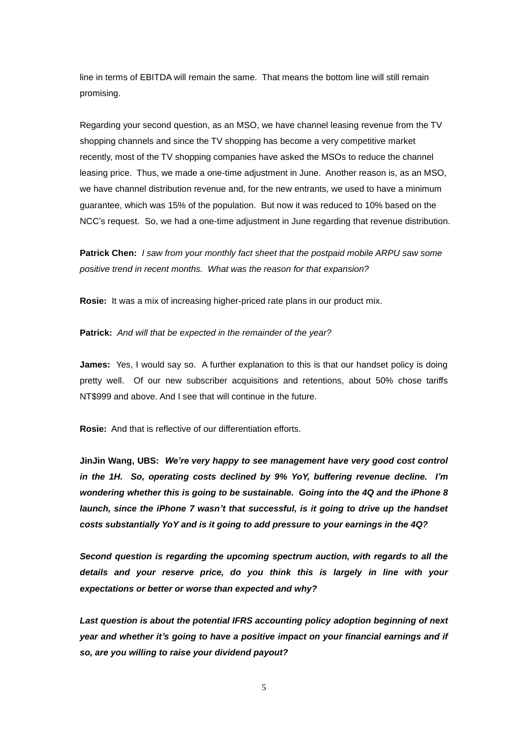line in terms of EBITDA will remain the same. That means the bottom line will still remain promising.

Regarding your second question, as an MSO, we have channel leasing revenue from the TV shopping channels and since the TV shopping has become a very competitive market recently, most of the TV shopping companies have asked the MSOs to reduce the channel leasing price. Thus, we made a one-time adjustment in June. Another reason is, as an MSO, we have channel distribution revenue and, for the new entrants, we used to have a minimum guarantee, which was 15% of the population. But now it was reduced to 10% based on the NCC's request. So, we had a one-time adjustment in June regarding that revenue distribution.

**Patrick Chen:** *I saw from your monthly fact sheet that the postpaid mobile ARPU saw some positive trend in recent months. What was the reason for that expansion?*

**Rosie:** It was a mix of increasing higher-priced rate plans in our product mix.

**Patrick:** *And will that be expected in the remainder of the year?*

**James:** Yes, I would say so. A further explanation to this is that our handset policy is doing pretty well. Of our new subscriber acquisitions and retentions, about 50% chose tariffs NT$999 and above. And I see that will continue in the future.

**Rosie:** And that is reflective of our differentiation efforts.

**JinJin Wang, UBS:** ***We're very happy to see management have very good cost control in the 1H. So, operating costs declined by 9% YoY, buffering revenue decline. I'm wondering whether this is going to be sustainable. Going into the 4Q and the iPhone 8 launch, since the iPhone 7 wasn't that successful, is it going to drive up the handset costs substantially YoY and is it going to add pressure to your earnings in the 4Q?***

***Second question is regarding the upcoming spectrum auction, with regards to all the details and your reserve price, do you think this is largely in line with your expectations or better or worse than expected and why?***

***Last question is about the potential IFRS accounting policy adoption beginning of next year and whether it's going to have a positive impact on your financial earnings and if so, are you willing to raise your dividend payout?***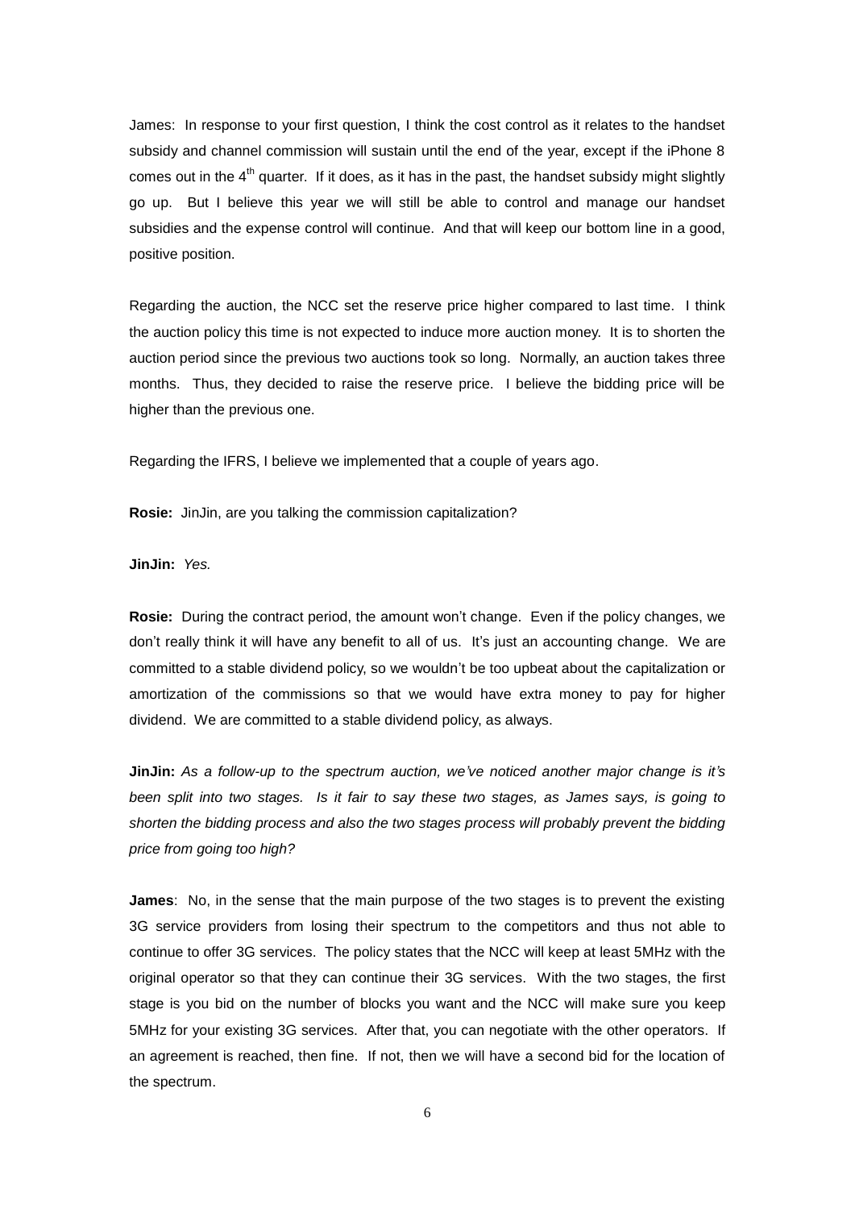James: In response to your first question, I think the cost control as it relates to the handset subsidy and channel commission will sustain until the end of the year, except if the iPhone 8 comes out in the 4th quarter. If it does, as it has in the past, the handset subsidy might slightly go up. But I believe this year we will still be able to control and manage our handset subsidies and the expense control will continue. And that will keep our bottom line in a good, positive position.

Regarding the auction, the NCC set the reserve price higher compared to last time. I think the auction policy this time is not expected to induce more auction money. It is to shorten the auction period since the previous two auctions took so long. Normally, an auction takes three months. Thus, they decided to raise the reserve price. I believe the bidding price will be higher than the previous one.

Regarding the IFRS, I believe we implemented that a couple of years ago.

**Rosie:** JinJin, are you talking the commission capitalization?

**JinJin:** *Yes.*

**Rosie:** During the contract period, the amount won't change. Even if the policy changes, we don't really think it will have any benefit to all of us. It's just an accounting change. We are committed to a stable dividend policy, so we wouldn't be too upbeat about the capitalization or amortization of the commissions so that we would have extra money to pay for higher dividend. We are committed to a stable dividend policy, as always.

**JinJin:** *As a follow-up to the spectrum auction, we've noticed another major change is it's been split into two stages. Is it fair to say these two stages, as James says, is going to shorten the bidding process and also the two stages process will probably prevent the bidding price from going too high?*

**James**: No, in the sense that the main purpose of the two stages is to prevent the existing 3G service providers from losing their spectrum to the competitors and thus not able to continue to offer 3G services. The policy states that the NCC will keep at least 5MHz with the original operator so that they can continue their 3G services. With the two stages, the first stage is you bid on the number of blocks you want and the NCC will make sure you keep 5MHz for your existing 3G services. After that, you can negotiate with the other operators. If an agreement is reached, then fine. If not, then we will have a second bid for the location of the spectrum.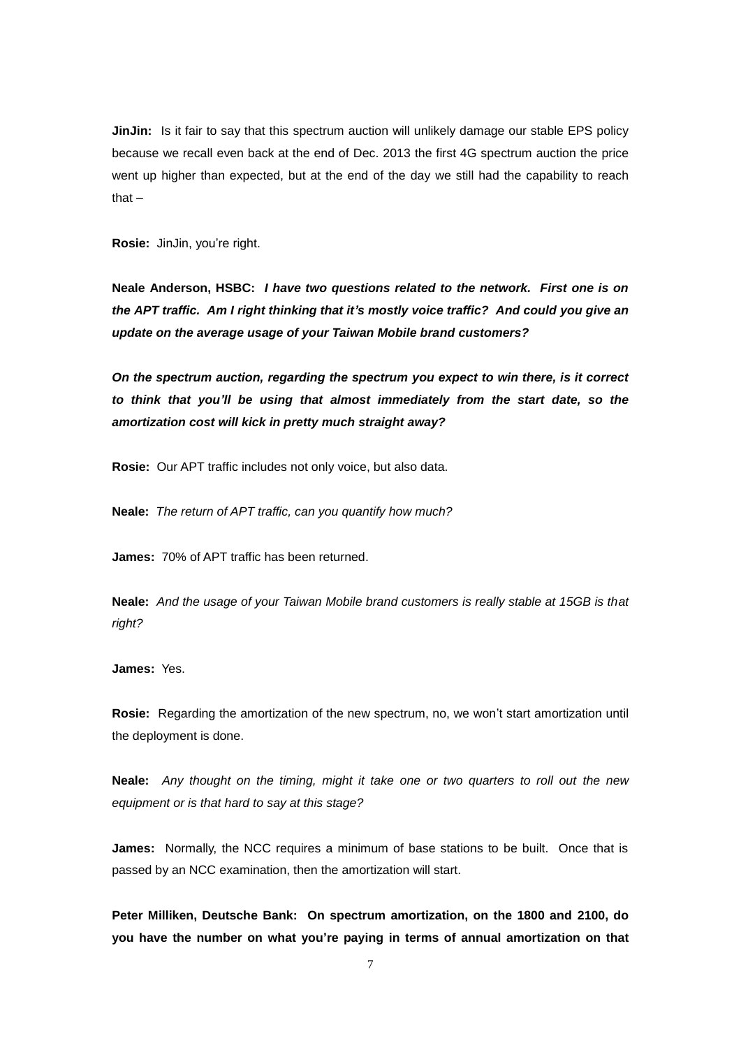**JinJin:** Is it fair to say that this spectrum auction will unlikely damage our stable EPS policy because we recall even back at the end of Dec. 2013 the first 4G spectrum auction the price went up higher than expected, but at the end of the day we still had the capability to reach that –

**Rosie:** JinJin, you're right.

**Neale Anderson, HSBC:** ***I have two questions related to the network. First one is on the APT traffic. Am I right thinking that it's mostly voice traffic? And could you give an update on the average usage of your Taiwan Mobile brand customers?***

***On the spectrum auction, regarding the spectrum you expect to win there, is it correct to think that you'll be using that almost immediately from the start date, so the amortization cost will kick in pretty much straight away?***

**Rosie:** Our APT traffic includes not only voice, but also data.

**Neale:** *The return of APT traffic, can you quantify how much?*

**James:** 70% of APT traffic has been returned.

**Neale:** *And the usage of your Taiwan Mobile brand customers is really stable at 15GB is that right?*

**James:** Yes.

**Rosie:** Regarding the amortization of the new spectrum, no, we won't start amortization until the deployment is done.

**Neale:** *Any thought on the timing, might it take one or two quarters to roll out the new equipment or is that hard to say at this stage?*

**James:** Normally, the NCC requires a minimum of base stations to be built. Once that is passed by an NCC examination, then the amortization will start.

**Peter Milliken, Deutsche Bank: On spectrum amortization, on the 1800 and 2100, do you have the number on what you're paying in terms of annual amortization on that**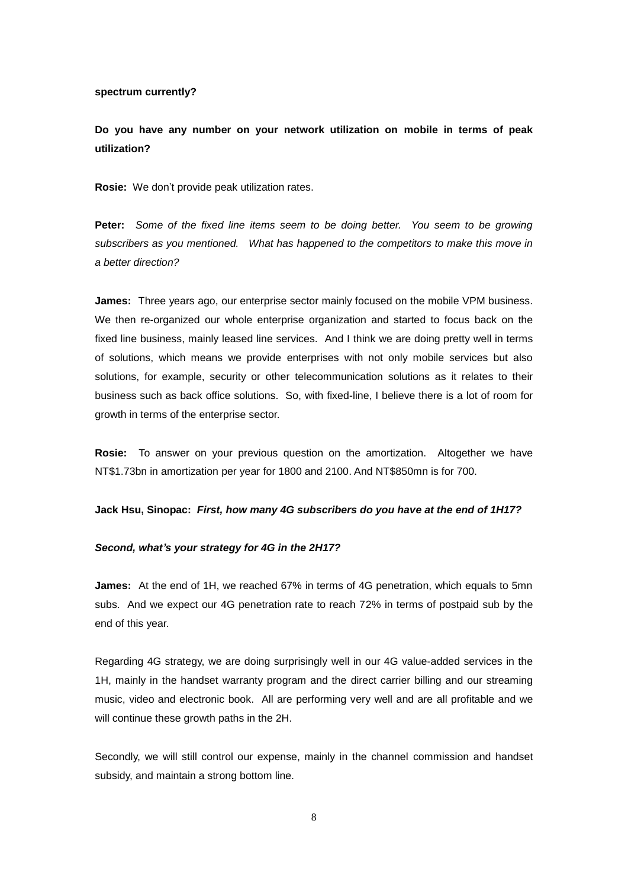**spectrum currently?**

**Do you have any number on your network utilization on mobile in terms of peak utilization?**

**Rosie:** We don't provide peak utilization rates.

**Peter:** *Some of the fixed line items seem to be doing better. You seem to be growing subscribers as you mentioned. What has happened to the competitors to make this move in a better direction?*

**James:** Three years ago, our enterprise sector mainly focused on the mobile VPM business. We then re-organized our whole enterprise organization and started to focus back on the fixed line business, mainly leased line services. And I think we are doing pretty well in terms of solutions, which means we provide enterprises with not only mobile services but also solutions, for example, security or other telecommunication solutions as it relates to their business such as back office solutions. So, with fixed-line, I believe there is a lot of room for growth in terms of the enterprise sector.

**Rosie:** To answer on your previous question on the amortization. Altogether we have NT$1.73bn in amortization per year for 1800 and 2100. And NT$850mn is for 700.

**Jack Hsu, Sinopac:** ***First, how many 4G subscribers do you have at the end of 1H17?***

***Second, what's your strategy for 4G in the 2H17?***

**James:** At the end of 1H, we reached 67% in terms of 4G penetration, which equals to 5mn subs. And we expect our 4G penetration rate to reach 72% in terms of postpaid sub by the end of this year.

Regarding 4G strategy, we are doing surprisingly well in our 4G value-added services in the 1H, mainly in the handset warranty program and the direct carrier billing and our streaming music, video and electronic book. All are performing very well and are all profitable and we will continue these growth paths in the 2H.

Secondly, we will still control our expense, mainly in the channel commission and handset subsidy, and maintain a strong bottom line.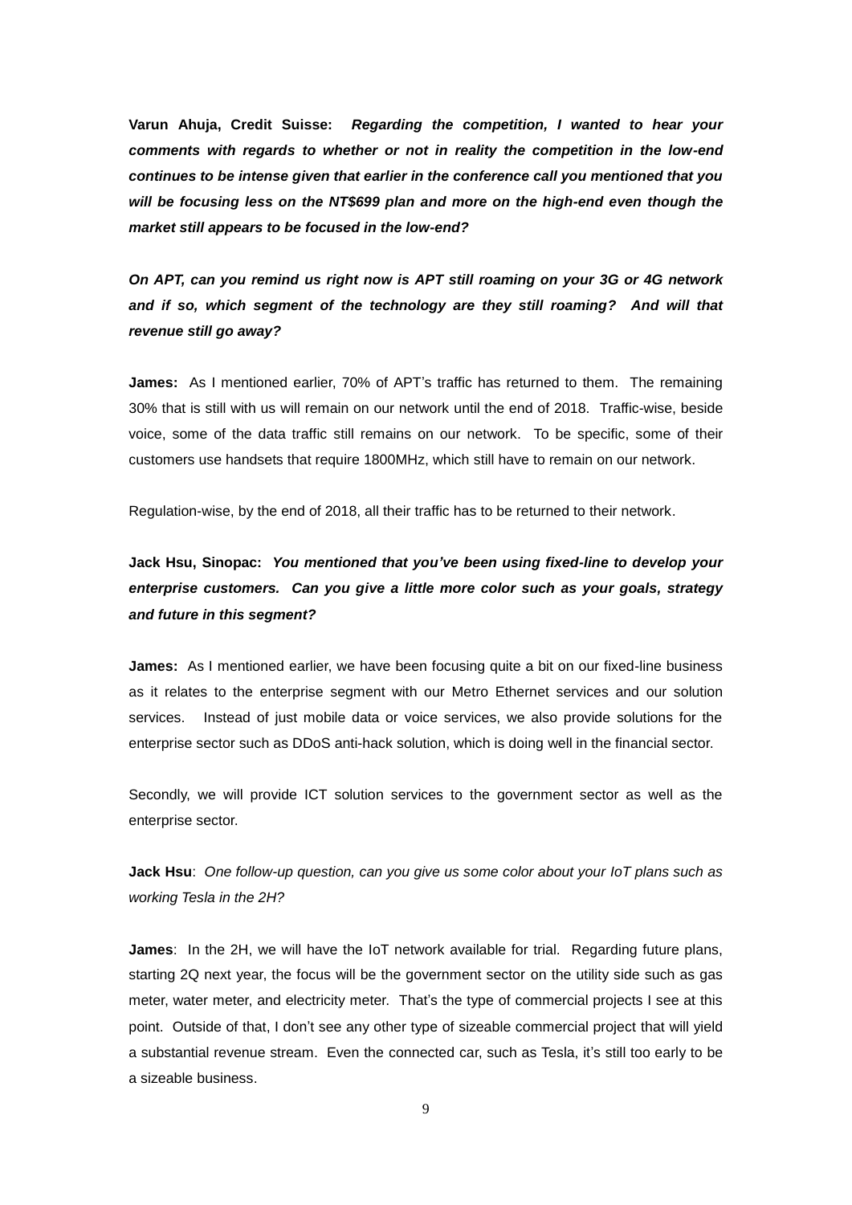**Varun Ahuja, Credit Suisse:** ***Regarding the competition, I wanted to hear your comments with regards to whether or not in reality the competition in the low-end continues to be intense given that earlier in the conference call you mentioned that you will be focusing less on the NT$699 plan and more on the high-end even though the market still appears to be focused in the low-end?***

***On APT, can you remind us right now is APT still roaming on your 3G or 4G network and if so, which segment of the technology are they still roaming? And will that revenue still go away?***

**James:** As I mentioned earlier, 70% of APT's traffic has returned to them. The remaining 30% that is still with us will remain on our network until the end of 2018. Traffic-wise, beside voice, some of the data traffic still remains on our network. To be specific, some of their customers use handsets that require 1800MHz, which still have to remain on our network.

Regulation-wise, by the end of 2018, all their traffic has to be returned to their network.

**Jack Hsu, Sinopac:** ***You mentioned that you've been using fixed-line to develop your enterprise customers. Can you give a little more color such as your goals, strategy and future in this segment?***

**James:** As I mentioned earlier, we have been focusing quite a bit on our fixed-line business as it relates to the enterprise segment with our Metro Ethernet services and our solution services. Instead of just mobile data or voice services, we also provide solutions for the enterprise sector such as DDoS anti-hack solution, which is doing well in the financial sector.

Secondly, we will provide ICT solution services to the government sector as well as the enterprise sector.

**Jack Hsu**: *One follow-up question, can you give us some color about your IoT plans such as working Tesla in the 2H?*

**James**: In the 2H, we will have the IoT network available for trial. Regarding future plans, starting 2Q next year, the focus will be the government sector on the utility side such as gas meter, water meter, and electricity meter. That's the type of commercial projects I see at this point. Outside of that, I don't see any other type of sizeable commercial project that will yield a substantial revenue stream. Even the connected car, such as Tesla, it's still too early to be a sizeable business.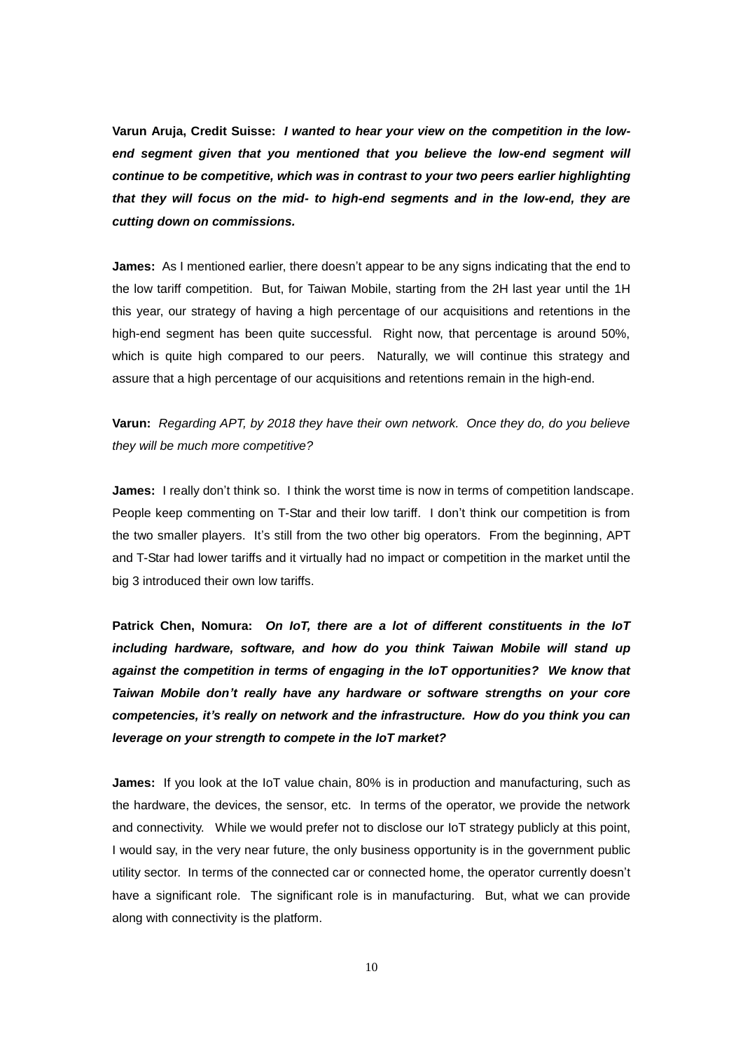**Varun Aruja, Credit Suisse:** ***I wanted to hear your view on the competition in the low-end segment given that you mentioned that you believe the low-end segment will continue to be competitive, which was in contrast to your two peers earlier highlighting that they will focus on the mid- to high-end segments and in the low-end, they are cutting down on commissions.***

**James:** As I mentioned earlier, there doesn't appear to be any signs indicating that the end to the low tariff competition. But, for Taiwan Mobile, starting from the 2H last year until the 1H this year, our strategy of having a high percentage of our acquisitions and retentions in the high-end segment has been quite successful. Right now, that percentage is around 50%, which is quite high compared to our peers. Naturally, we will continue this strategy and assure that a high percentage of our acquisitions and retentions remain in the high-end.

**Varun:** *Regarding APT, by 2018 they have their own network. Once they do, do you believe they will be much more competitive?*

**James:** I really don't think so. I think the worst time is now in terms of competition landscape. People keep commenting on T-Star and their low tariff. I don't think our competition is from the two smaller players. It's still from the two other big operators. From the beginning, APT and T-Star had lower tariffs and it virtually had no impact or competition in the market until the big 3 introduced their own low tariffs.

**Patrick Chen, Nomura:** ***On IoT, there are a lot of different constituents in the IoT including hardware, software, and how do you think Taiwan Mobile will stand up against the competition in terms of engaging in the IoT opportunities? We know that Taiwan Mobile don't really have any hardware or software strengths on your core competencies, it's really on network and the infrastructure. How do you think you can leverage on your strength to compete in the IoT market?***

**James:** If you look at the IoT value chain, 80% is in production and manufacturing, such as the hardware, the devices, the sensor, etc. In terms of the operator, we provide the network and connectivity. While we would prefer not to disclose our IoT strategy publicly at this point, I would say, in the very near future, the only business opportunity is in the government public utility sector. In terms of the connected car or connected home, the operator currently doesn't have a significant role. The significant role is in manufacturing. But, what we can provide along with connectivity is the platform.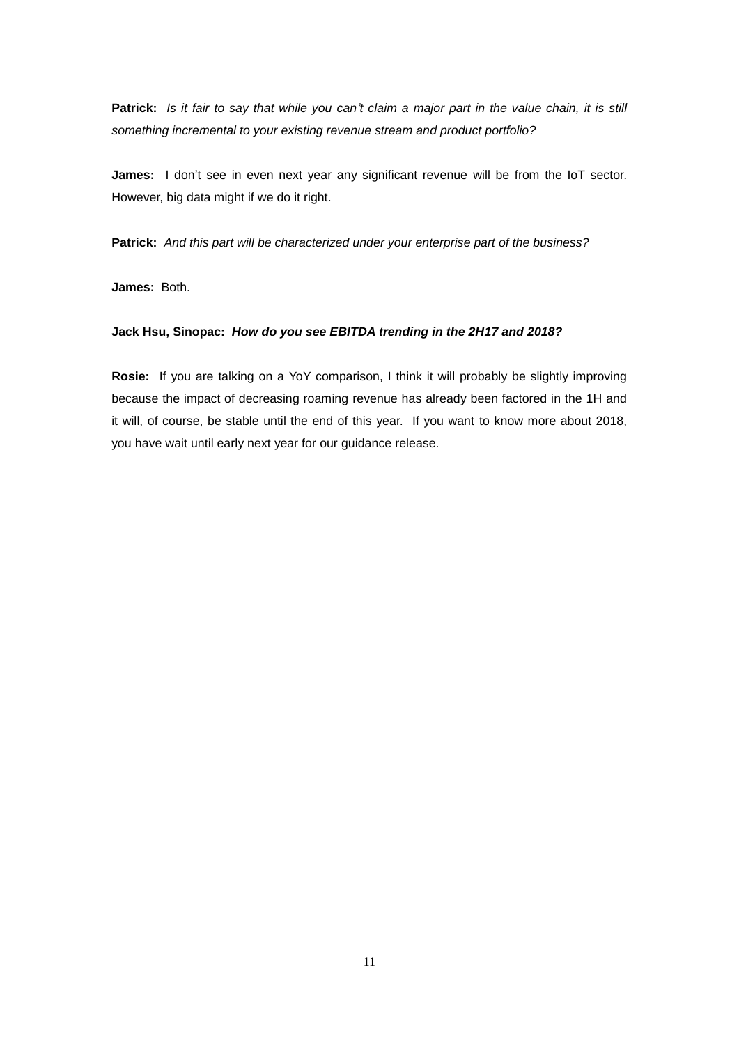**Patrick:** *Is it fair to say that while you can't claim a major part in the value chain, it is still something incremental to your existing revenue stream and product portfolio?*

**James:** I don't see in even next year any significant revenue will be from the IoT sector. However, big data might if we do it right.

**Patrick:** *And this part will be characterized under your enterprise part of the business?*

**James:** Both.

**Jack Hsu, Sinopac:** ***How do you see EBITDA trending in the 2H17 and 2018?***

**Rosie:** If you are talking on a YoY comparison, I think it will probably be slightly improving because the impact of decreasing roaming revenue has already been factored in the 1H and it will, of course, be stable until the end of this year. If you want to know more about 2018, you have wait until early next year for our guidance release.